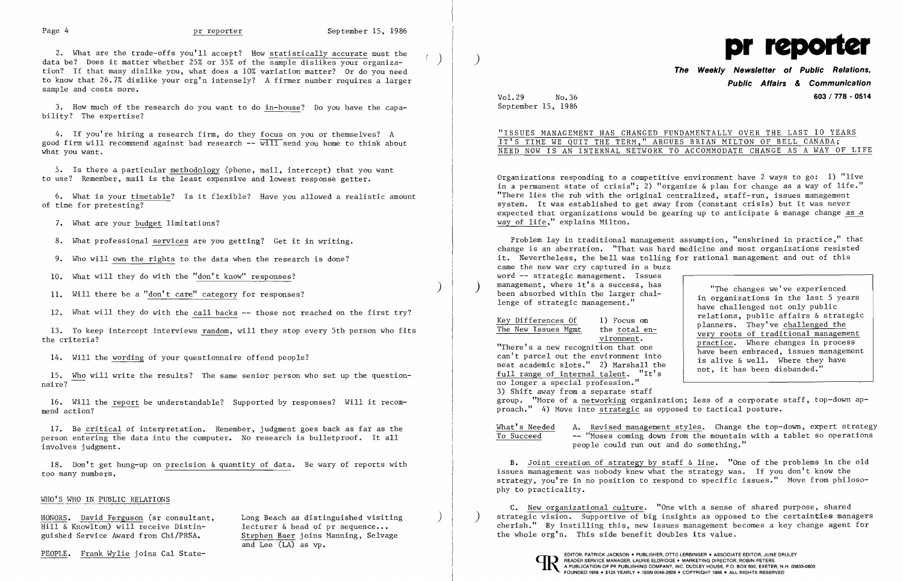2. What are the trade-offs you'll accept? How statistically accurate must the data be? Does it matter whether 25% or 35% of the sample dislikes your organization? If that many dislike you, what does a 10% variation matter? Or do you need to know that 26.7% dislike your org'n intensely? A firmer number requires a larger sample and costs more.

3. How much of the research do you want to do in-house? Do you have the capability? The expertise?

4. If you're hiring a research firm, do they focus on you or themselves? A good firm will recommend against bad research -- will send you home to think about what you want.

5. Is there a particular methodology (phone, mail, intercept) that you want to use? Remember, mail is the least expensive and lowest response getter.

6. What is your timetable? Is it flexible? Have you allowed a realistic amount of time for pretesting?

7. What are your budget limitations?

8. What professional services are you getting? Get it in writing.

9. Who will own the rights to the data when the research is done?

10. What will they do with the "don't know" responses?

11. Will there be a "don't care" category for responses?

12. What will they do with the call backs -- those not reached on the first try?

13. To keep intercept interviews random, will they stop every 5th person who fits the criteria?

14. Will the wording of your questionnaire offend people?

15. Who will write the results? The same senior person who set up the questionnaire?

16. Will the report be understandable? Supported by responses? Will it recommend action?

17. Be critical of interpretation. Remember, judgment goes back as far as the person entering the data into the computer. No research is bulletproof. It all involves judgment.

18. Don't get hung-up on precision & quantity of data. Be wary of reports with too many numbers.

## WHO'S WHO IN PUBLIC RELATIONS

HONORS. David Ferguson (sr consultant, Hill & Knowlton) will receive Distinguished Service Award from Chi/PRSA.

PEOPLE. Frank Wylie joins Cal State-Long Beach as distinguished visiting lecturer & head of pr sequence... Stephen Baer joins Manning, Selvage and Lee (LA) as vp.

# pr reporter

**The Weekly Newsletter of Public Relations, Public Affairs & Communication**

603 / 778 - 0514

Vol.29 No.36
September 15, 1986

## "ISSUES MANAGEMENT HAS CHANGED FUNDAMENTALLY OVER THE LAST 10 YEARS IT'S TIME WE QUIT THE TERM," ARGUES BRIAN MILTON OF BELL CANADA; NEED NOW IS AN INTERNAL NETWORK TO ACCOMMODATE CHANGE AS A WAY OF LIFE

Organizations responding to a competitive environment have 2 ways to go: 1) "live in a permanent state of crisis"; 2) "organize & plan for change as a way of life." "There lies the rub with the original centralized, staff-run, issues management system. It was established to get away from (constant crisis) but it was never expected that organizations would be gearing up to anticipate & manage change as a way of life," explains Milton.

Problem lay in traditional management assumption, "enshrined in practice," that change is an aberration. "That was hard medicine and most organizations resisted it. Nevertheless, the bell was tolling for rational management and out of this came the new war cry captured in a buzz word -- strategic management. Issues management, where it's a success, has been absorbed within the larger challenge of strategic management."

> "The changes we've experienced in organizations in the last 5 years have challenged not only public relations, public affairs & strategic planners. They've challenged the very roots of traditional management practice. Where changes in process have been embraced, issues management is alive & well. Where they have not, it has been disbanded."

Key Differences Of The New Issues Mgmt: 1) Focus on the total environment. "There's a new recognition that one can't parcel out the environment into neat academic slots." 2) Marshall the full range of internal talent. "It's no longer a special profession." 3) Shift away from a separate staff group. "More of a networking organization; less of a corporate staff, top-down approach." 4) Move into strategic as opposed to tactical posture.

What's Needed To Succeed: A. Revised management styles. Change the top-down, expert strategy -- "Moses coming down from the mountain with a tablet so operations people could run out and do something."

B. Joint creation of strategy by staff & line. "One of the problems in the old issues management was nobody knew what the strategy was. If you don't know the strategy, you're in no position to respond to specific issues." Move from philosophy to practicality.

C. New organizational culture. "One with a sense of shared purpose, shared strategic vision. Supportive of big insights as opposed to the certainties managers cherish." By instilling this, new issues management becomes a key change agent for the whole org'n. This side benefit doubles its value.

EDITOR, PATRICK JACKSON • PUBLISHER, OTTO LERBINGER • ASSOCIATE EDITOR, JUNE DRULEY
READER SERVICE MANAGER, LAURIE ELDRIDGE • MARKETING DIRECTOR, ROBIN PETERS
A PUBLICATION OF PR PUBLISHING COMPANY, INC. DUDLEY HOUSE, P.O. BOX 600, EXETER, N.H. 03833-0600
FOUNDED 1958 • $125 YEARLY • ISSN 0048-2609 • COPYRIGHT 1986 • ALL RIGHTS RESERVED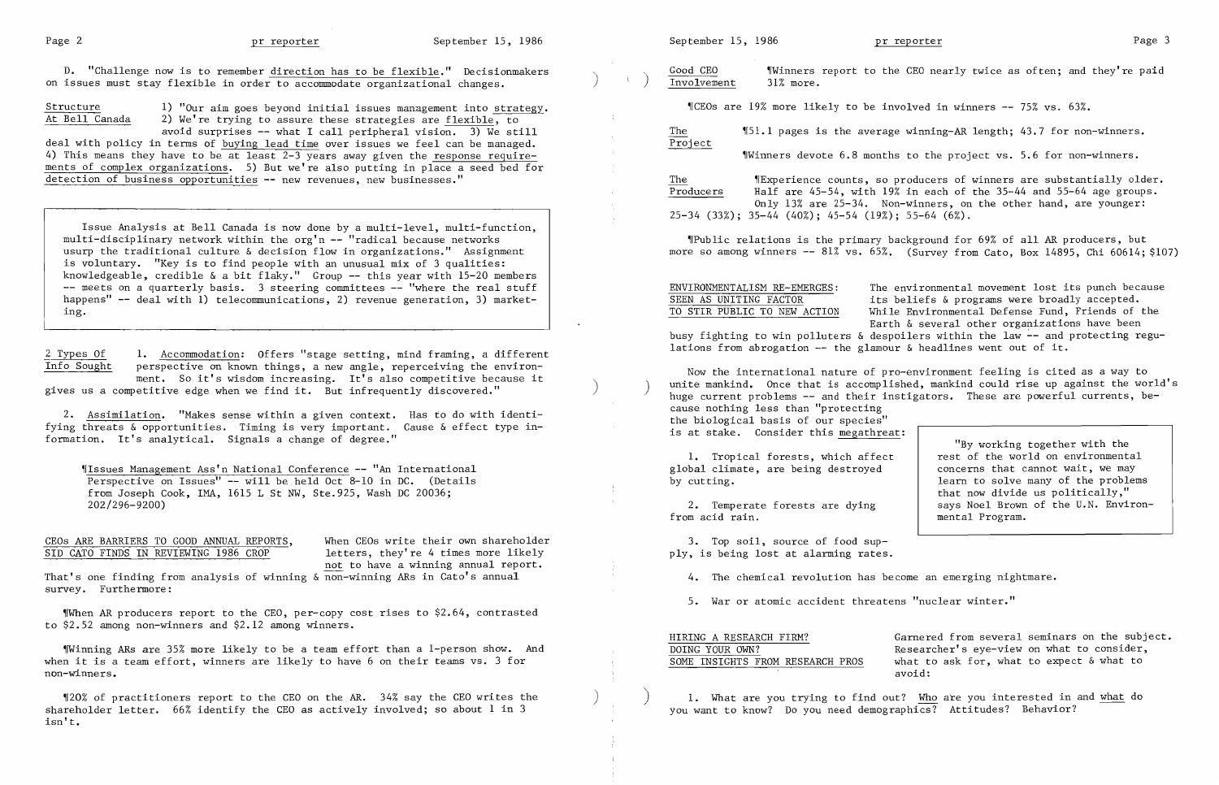D. "Challenge now is to remember direction has to be flexible." Decisionmakers on issues must stay flexible in order to accommodate organizational changes.

**Structure At Bell Canada** 1) "Our aim goes beyond initial issues management into strategy. 2) We're trying to assure these strategies are flexible, to avoid surprises -- what I call peripheral vision. 3) We still deal with policy in terms of buying lead time over issues we feel can be managed. 4) This means they have to be at least 2-3 years away given the response requirements of complex organizations. 5) But we're also putting in place a seed bed for detection of business opportunities -- new revenues, new businesses."

> Issue Analysis at Bell Canada is now done by a multi-level, multi-function, multi-disciplinary network within the org'n -- "radical because networks usurp the traditional culture & decision flow in organizations." Assignment is voluntary. "Key is to find people with an unusual mix of 3 qualities: knowledgeable, credible & a bit flaky." Group -- this year with 15-20 members -- meets on a quarterly basis. 3 steering committees -- "where the real stuff happens" -- deal with 1) telecommunications, 2) revenue generation, 3) marketing.

**2 Types Of Info Sought** 1. Accommodation: Offers "stage setting, mind framing, a different perspective on known things, a new angle, reperceiving the environment. So it's wisdom increasing. It's also competitive because it gives us a competitive edge when we find it. But infrequently discovered."

2. Assimilation. "Makes sense within a given context. Has to do with identifying threats & opportunities. Timing is very important. Cause & effect type information. It's analytical. Signals a change of degree."

¶Issues Management Ass'n National Conference -- "An International Perspective on Issues" -- will be held Oct 8-10 in DC. (Details from Joseph Cook, IMA, 1615 L St NW, Ste.925, Wash DC 20036; 202/296-9200)

**CEOs ARE BARRIERS TO GOOD ANNUAL REPORTS, SID CATO FINDS IN REVIEWING 1986 CROP**

When CEOs write their own shareholder letters, they're 4 times more likely not to have a winning annual report. That's one finding from analysis of winning & non-winning ARs in Cato's annual survey. Furthermore:

¶When AR producers report to the CEO, per-copy cost rises to \$2.64, contrasted to \$2.52 among non-winners and \$2.12 among winners.

¶Winning ARs are 35% more likely to be a team effort than a 1-person show. And when it is a team effort, winners are likely to have 6 on their teams vs. 3 for non-winners.

¶20% of practitioners report to the CEO on the AR. 34% say the CEO writes the shareholder letter. 66% identify the CEO as actively involved; so about 1 in 3 isn't.

**Good CEO Involvement** ¶Winners report to the CEO nearly twice as often; and they're paid 31% more.

¶CEOs are 19% more likely to be involved in winners -- 75% vs. 63%.

**The Project** ¶51.1 pages is the average winning-AR length; 43.7 for non-winners.

¶Winners devote 6.8 months to the project vs. 5.6 for non-winners.

**The Producers** ¶Experience counts, so producers of winners are substantially older. Half are 45-54, with 19% in each of the 35-44 and 55-64 age groups. Only 13% are 25-34. Non-winners, on the other hand, are younger: 25-34 (33%); 35-44 (40%); 45-54 (19%); 55-64 (6%).

¶Public relations is the primary background for 69% of all AR producers, but more so among winners -- 81% vs. 65%. (Survey from Cato, Box 14895, Chi 60614; \$107)

**ENVIRONMENTALISM RE-EMERGES: SEEN AS UNITING FACTOR TO STIR PUBLIC TO NEW ACTION**

The environmental movement lost its punch because its beliefs & programs were broadly accepted. While Environmental Defense Fund, Friends of the Earth & several other organizations have been busy fighting to win polluters & despoilers within the law -- and protecting regulations from abrogation -- the glamour & headlines went out of it.

Now the international nature of pro-environment feeling is cited as a way to unite mankind. Once that is accomplished, mankind could rise up against the world's huge current problems -- and their instigators. These are powerful currents, because nothing less than "protecting the biological basis of our species" is at stake. Consider this megathreat:

> "By working together with the rest of the world on environmental concerns that cannot wait, we may learn to solve many of the problems that now divide us politically," says Noel Brown of the U.N. Environmental Program.

1. Tropical forests, which affect global climate, are being destroyed by cutting.

2. Temperate forests are dying from acid rain.

3. Top soil, source of food supply, is being lost at alarming rates.

4. The chemical revolution has become an emerging nightmare.

5. War or atomic accident threatens "nuclear winter."

**HIRING A RESEARCH FIRM? DOING YOUR OWN? SOME INSIGHTS FROM RESEARCH PROS**

Garnered from several seminars on the subject. Researcher's eye-view on what to consider, what to ask for, what to expect & what to avoid:

1. What are you trying to find out? Who are you interested in and what do you want to know? Do you need demographics? Attitudes? Behavior?